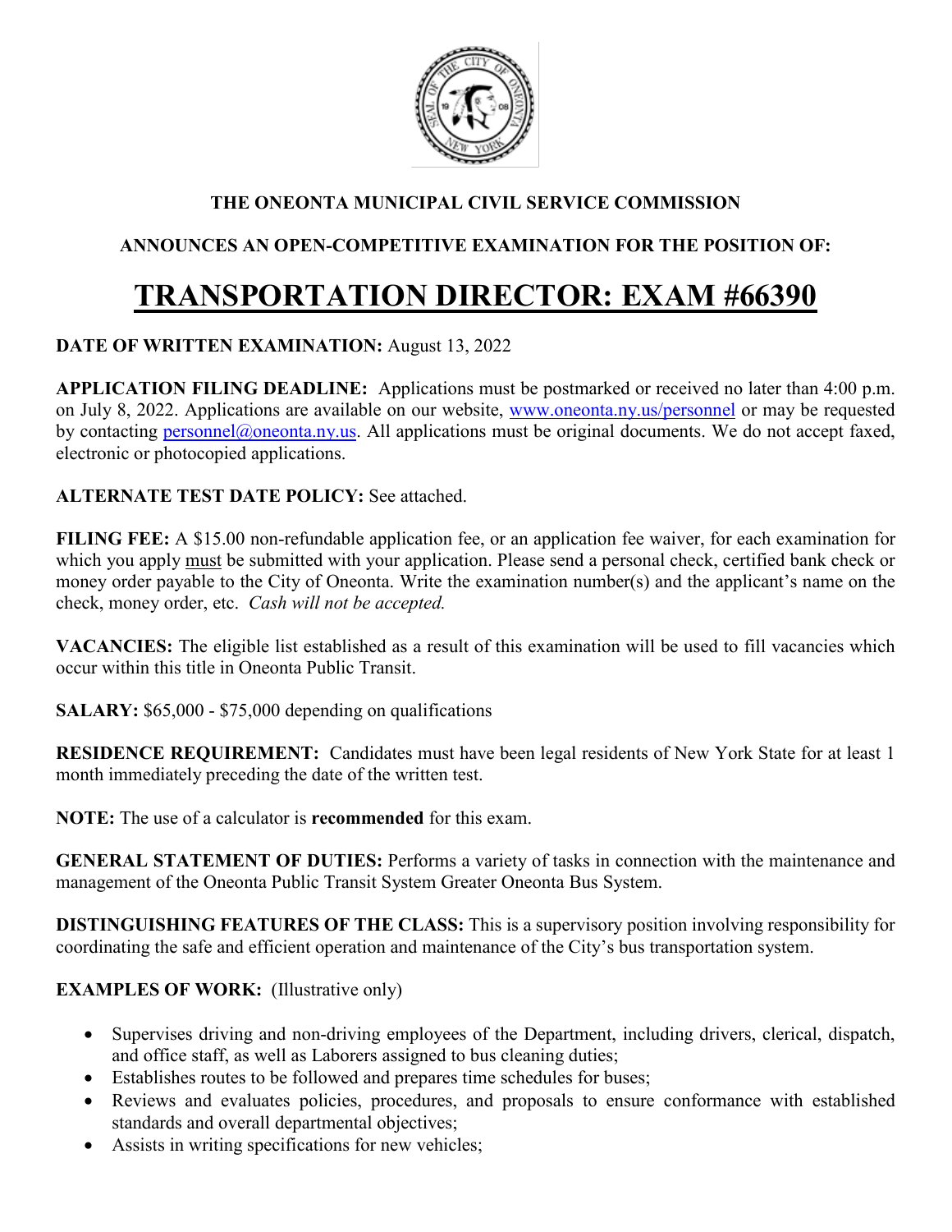**THE ONEONTA MUNICIPAL CIVIL SERVICE COMMISSION**

**ANNOUNCES AN OPEN-COMPETITIVE EXAMINATION FOR THE POSITION OF:**

# TRANSPORTATION DIRECTOR: EXAM #66390

**DATE OF WRITTEN EXAMINATION:** August 13, 2022

**APPLICATION FILING DEADLINE:** Applications must be postmarked or received no later than 4:00 p.m. on July 8, 2022. Applications are available on our website, www.oneonta.ny.us/personnel or may be requested by contacting personnel@oneonta.ny.us. All applications must be original documents. We do not accept faxed, electronic or photocopied applications.

**ALTERNATE TEST DATE POLICY:** See attached.

**FILING FEE:** A $15.00 non-refundable application fee, or an application fee waiver, for each examination for which you apply must be submitted with your application. Please send a personal check, certified bank check or money order payable to the City of Oneonta. Write the examination number(s) and the applicant's name on the check, money order, etc. *Cash will not be accepted.*

**VACANCIES:** The eligible list established as a result of this examination will be used to fill vacancies which occur within this title in Oneonta Public Transit.

**SALARY:** $65,000 - $75,000 depending on qualifications

**RESIDENCE REQUIREMENT:** Candidates must have been legal residents of New York State for at least 1 month immediately preceding the date of the written test.

**NOTE:** The use of a calculator is **recommended** for this exam.

**GENERAL STATEMENT OF DUTIES:** Performs a variety of tasks in connection with the maintenance and management of the Oneonta Public Transit System Greater Oneonta Bus System.

**DISTINGUISHING FEATURES OF THE CLASS:** This is a supervisory position involving responsibility for coordinating the safe and efficient operation and maintenance of the City's bus transportation system.

**EXAMPLES OF WORK:** (Illustrative only)

- Supervises driving and non-driving employees of the Department, including drivers, clerical, dispatch, and office staff, as well as Laborers assigned to bus cleaning duties;
- Establishes routes to be followed and prepares time schedules for buses;
- Reviews and evaluates policies, procedures, and proposals to ensure conformance with established standards and overall departmental objectives;
- Assists in writing specifications for new vehicles;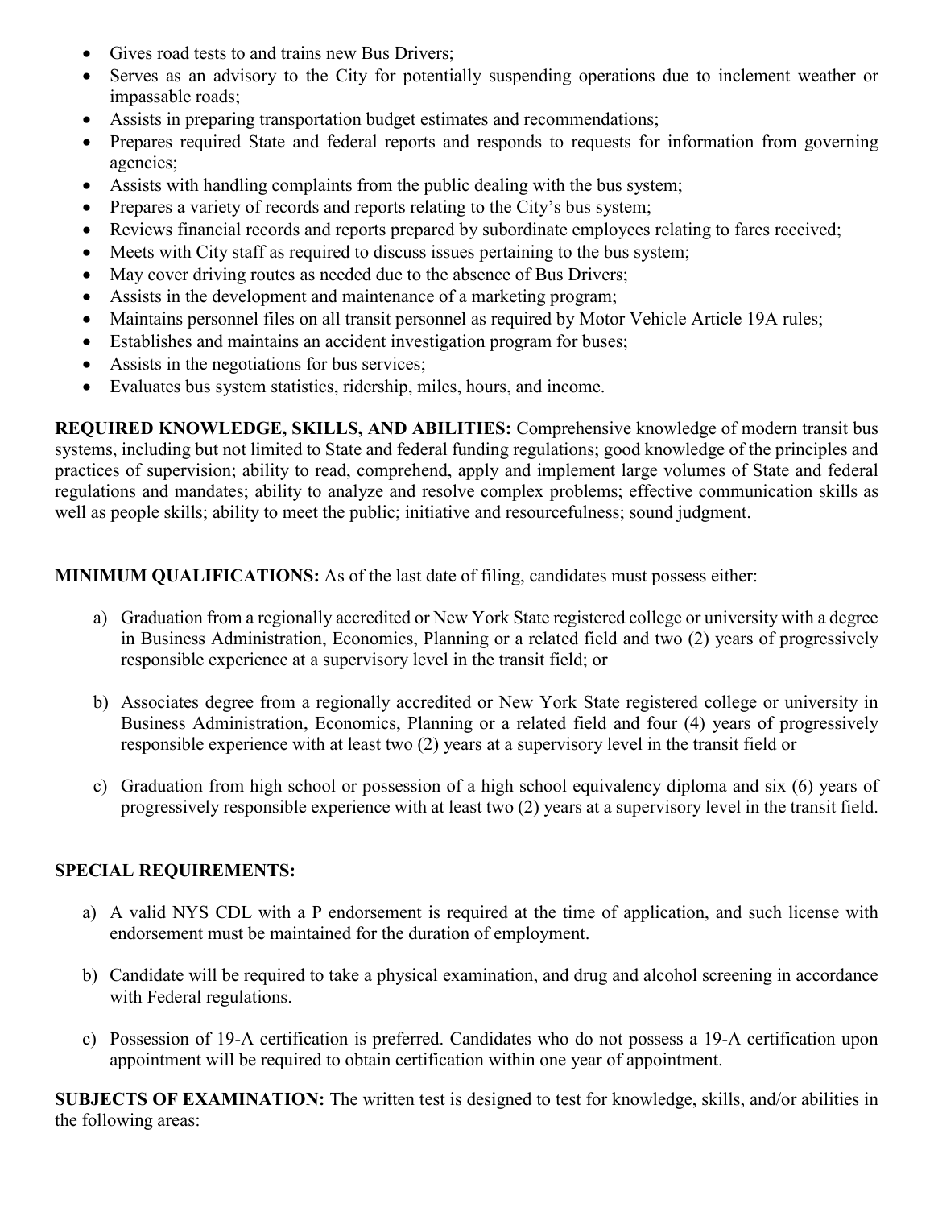- Gives road tests to and trains new Bus Drivers;
- Serves as an advisory to the City for potentially suspending operations due to inclement weather or impassable roads;
- Assists in preparing transportation budget estimates and recommendations;
- Prepares required State and federal reports and responds to requests for information from governing agencies;
- Assists with handling complaints from the public dealing with the bus system;
- Prepares a variety of records and reports relating to the City's bus system;
- Reviews financial records and reports prepared by subordinate employees relating to fares received;
- Meets with City staff as required to discuss issues pertaining to the bus system;
- May cover driving routes as needed due to the absence of Bus Drivers;
- Assists in the development and maintenance of a marketing program;
- Maintains personnel files on all transit personnel as required by Motor Vehicle Article 19A rules;
- Establishes and maintains an accident investigation program for buses;
- Assists in the negotiations for bus services;
- Evaluates bus system statistics, ridership, miles, hours, and income.

**REQUIRED KNOWLEDGE, SKILLS, AND ABILITIES:** Comprehensive knowledge of modern transit bus systems, including but not limited to State and federal funding regulations; good knowledge of the principles and practices of supervision; ability to read, comprehend, apply and implement large volumes of State and federal regulations and mandates; ability to analyze and resolve complex problems; effective communication skills as well as people skills; ability to meet the public; initiative and resourcefulness; sound judgment.

**MINIMUM QUALIFICATIONS:** As of the last date of filing, candidates must possess either:

a) Graduation from a regionally accredited or New York State registered college or university with a degree in Business Administration, Economics, Planning or a related field and two (2) years of progressively responsible experience at a supervisory level in the transit field; or

b) Associates degree from a regionally accredited or New York State registered college or university in Business Administration, Economics, Planning or a related field and four (4) years of progressively responsible experience with at least two (2) years at a supervisory level in the transit field or

c) Graduation from high school or possession of a high school equivalency diploma and six (6) years of progressively responsible experience with at least two (2) years at a supervisory level in the transit field.

**SPECIAL REQUIREMENTS:**

a) A valid NYS CDL with a P endorsement is required at the time of application, and such license with endorsement must be maintained for the duration of employment.

b) Candidate will be required to take a physical examination, and drug and alcohol screening in accordance with Federal regulations.

c) Possession of 19-A certification is preferred. Candidates who do not possess a 19-A certification upon appointment will be required to obtain certification within one year of appointment.

**SUBJECTS OF EXAMINATION:** The written test is designed to test for knowledge, skills, and/or abilities in the following areas: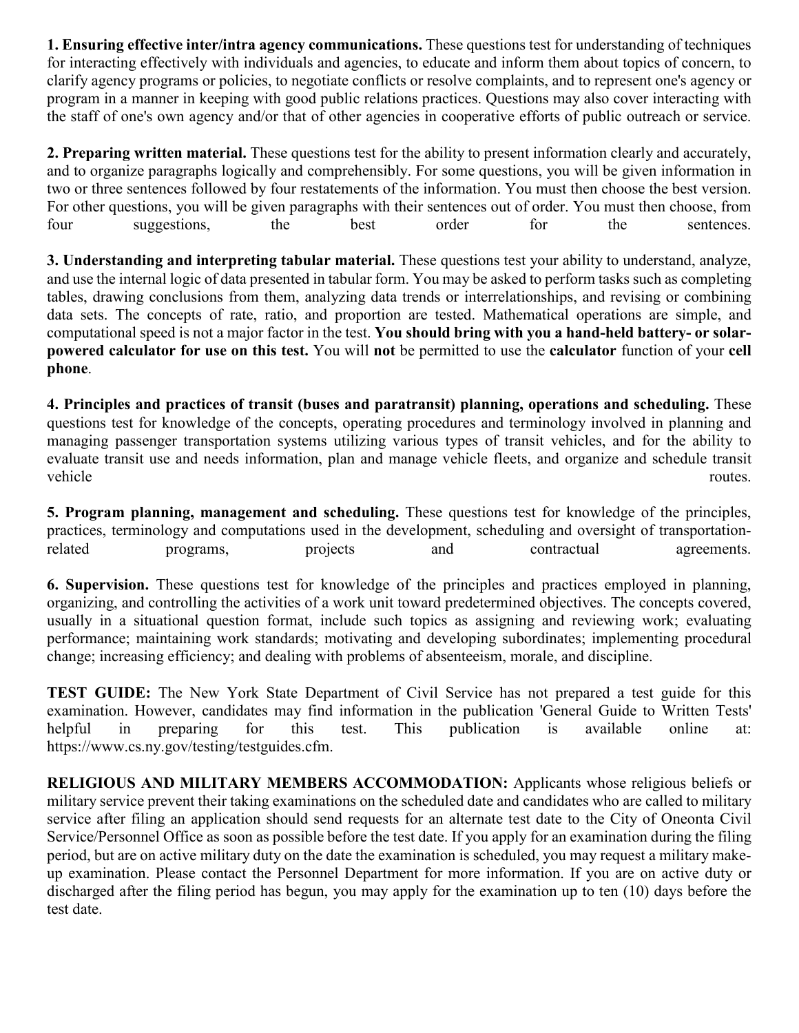**1. Ensuring effective inter/intra agency communications.** These questions test for understanding of techniques for interacting effectively with individuals and agencies, to educate and inform them about topics of concern, to clarify agency programs or policies, to negotiate conflicts or resolve complaints, and to represent one's agency or program in a manner in keeping with good public relations practices. Questions may also cover interacting with the staff of one's own agency and/or that of other agencies in cooperative efforts of public outreach or service.

**2. Preparing written material.** These questions test for the ability to present information clearly and accurately, and to organize paragraphs logically and comprehensibly. For some questions, you will be given information in two or three sentences followed by four restatements of the information. You must then choose the best version. For other questions, you will be given paragraphs with their sentences out of order. You must then choose, from four suggestions, the best order for the sentences.

**3. Understanding and interpreting tabular material.** These questions test your ability to understand, analyze, and use the internal logic of data presented in tabular form. You may be asked to perform tasks such as completing tables, drawing conclusions from them, analyzing data trends or interrelationships, and revising or combining data sets. The concepts of rate, ratio, and proportion are tested. Mathematical operations are simple, and computational speed is not a major factor in the test. **You should bring with you a hand-held battery- or solar-powered calculator for use on this test.** You will **not** be permitted to use the **calculator** function of your **cell phone**.

**4. Principles and practices of transit (buses and paratransit) planning, operations and scheduling.** These questions test for knowledge of the concepts, operating procedures and terminology involved in planning and managing passenger transportation systems utilizing various types of transit vehicles, and for the ability to evaluate transit use and needs information, plan and manage vehicle fleets, and organize and schedule transit vehicle routes.

**5. Program planning, management and scheduling.** These questions test for knowledge of the principles, practices, terminology and computations used in the development, scheduling and oversight of transportation-related programs, projects and contractual agreements.

**6. Supervision.** These questions test for knowledge of the principles and practices employed in planning, organizing, and controlling the activities of a work unit toward predetermined objectives. The concepts covered, usually in a situational question format, include such topics as assigning and reviewing work; evaluating performance; maintaining work standards; motivating and developing subordinates; implementing procedural change; increasing efficiency; and dealing with problems of absenteeism, morale, and discipline.

**TEST GUIDE:** The New York State Department of Civil Service has not prepared a test guide for this examination. However, candidates may find information in the publication 'General Guide to Written Tests' helpful in preparing for this test. This publication is available online at: https://www.cs.ny.gov/testing/testguides.cfm.

**RELIGIOUS AND MILITARY MEMBERS ACCOMMODATION:** Applicants whose religious beliefs or military service prevent their taking examinations on the scheduled date and candidates who are called to military service after filing an application should send requests for an alternate test date to the City of Oneonta Civil Service/Personnel Office as soon as possible before the test date. If you apply for an examination during the filing period, but are on active military duty on the date the examination is scheduled, you may request a military make-up examination. Please contact the Personnel Department for more information. If you are on active duty or discharged after the filing period has begun, you may apply for the examination up to ten (10) days before the test date.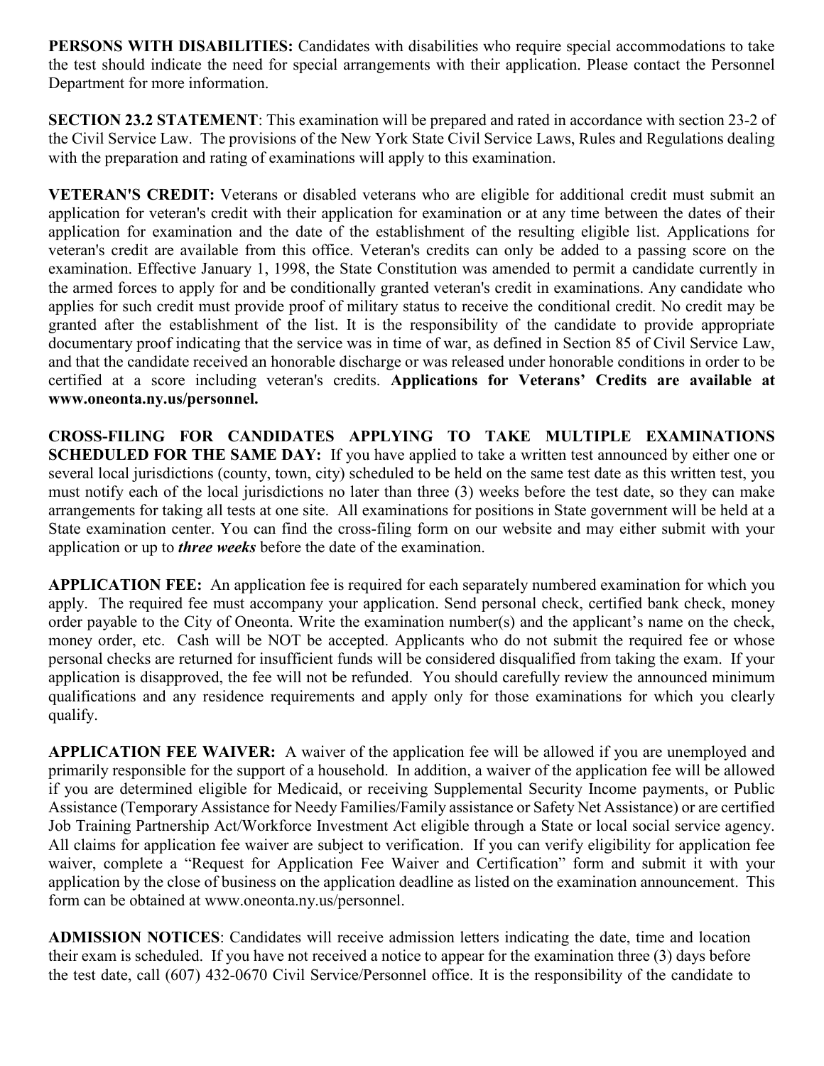**PERSONS WITH DISABILITIES:** Candidates with disabilities who require special accommodations to take the test should indicate the need for special arrangements with their application. Please contact the Personnel Department for more information.

**SECTION 23.2 STATEMENT**: This examination will be prepared and rated in accordance with section 23-2 of the Civil Service Law. The provisions of the New York State Civil Service Laws, Rules and Regulations dealing with the preparation and rating of examinations will apply to this examination.

**VETERAN'S CREDIT:** Veterans or disabled veterans who are eligible for additional credit must submit an application for veteran's credit with their application for examination or at any time between the dates of their application for examination and the date of the establishment of the resulting eligible list. Applications for veteran's credit are available from this office. Veteran's credits can only be added to a passing score on the examination. Effective January 1, 1998, the State Constitution was amended to permit a candidate currently in the armed forces to apply for and be conditionally granted veteran's credit in examinations. Any candidate who applies for such credit must provide proof of military status to receive the conditional credit. No credit may be granted after the establishment of the list. It is the responsibility of the candidate to provide appropriate documentary proof indicating that the service was in time of war, as defined in Section 85 of Civil Service Law, and that the candidate received an honorable discharge or was released under honorable conditions in order to be certified at a score including veteran's credits. **Applications for Veterans' Credits are available at www.oneonta.ny.us/personnel.**

**CROSS-FILING FOR CANDIDATES APPLYING TO TAKE MULTIPLE EXAMINATIONS SCHEDULED FOR THE SAME DAY:** If you have applied to take a written test announced by either one or several local jurisdictions (county, town, city) scheduled to be held on the same test date as this written test, you must notify each of the local jurisdictions no later than three (3) weeks before the test date, so they can make arrangements for taking all tests at one site. All examinations for positions in State government will be held at a State examination center. You can find the cross-filing form on our website and may either submit with your application or up to ***three weeks*** before the date of the examination.

**APPLICATION FEE:** An application fee is required for each separately numbered examination for which you apply. The required fee must accompany your application. Send personal check, certified bank check, money order payable to the City of Oneonta. Write the examination number(s) and the applicant's name on the check, money order, etc. Cash will be NOT be accepted. Applicants who do not submit the required fee or whose personal checks are returned for insufficient funds will be considered disqualified from taking the exam. If your application is disapproved, the fee will not be refunded. You should carefully review the announced minimum qualifications and any residence requirements and apply only for those examinations for which you clearly qualify.

**APPLICATION FEE WAIVER:** A waiver of the application fee will be allowed if you are unemployed and primarily responsible for the support of a household. In addition, a waiver of the application fee will be allowed if you are determined eligible for Medicaid, or receiving Supplemental Security Income payments, or Public Assistance (Temporary Assistance for Needy Families/Family assistance or Safety Net Assistance) or are certified Job Training Partnership Act/Workforce Investment Act eligible through a State or local social service agency. All claims for application fee waiver are subject to verification. If you can verify eligibility for application fee waiver, complete a "Request for Application Fee Waiver and Certification" form and submit it with your application by the close of business on the application deadline as listed on the examination announcement. This form can be obtained at www.oneonta.ny.us/personnel.

**ADMISSION NOTICES**: Candidates will receive admission letters indicating the date, time and location their exam is scheduled. If you have not received a notice to appear for the examination three (3) days before the test date, call (607) 432-0670 Civil Service/Personnel office. It is the responsibility of the candidate to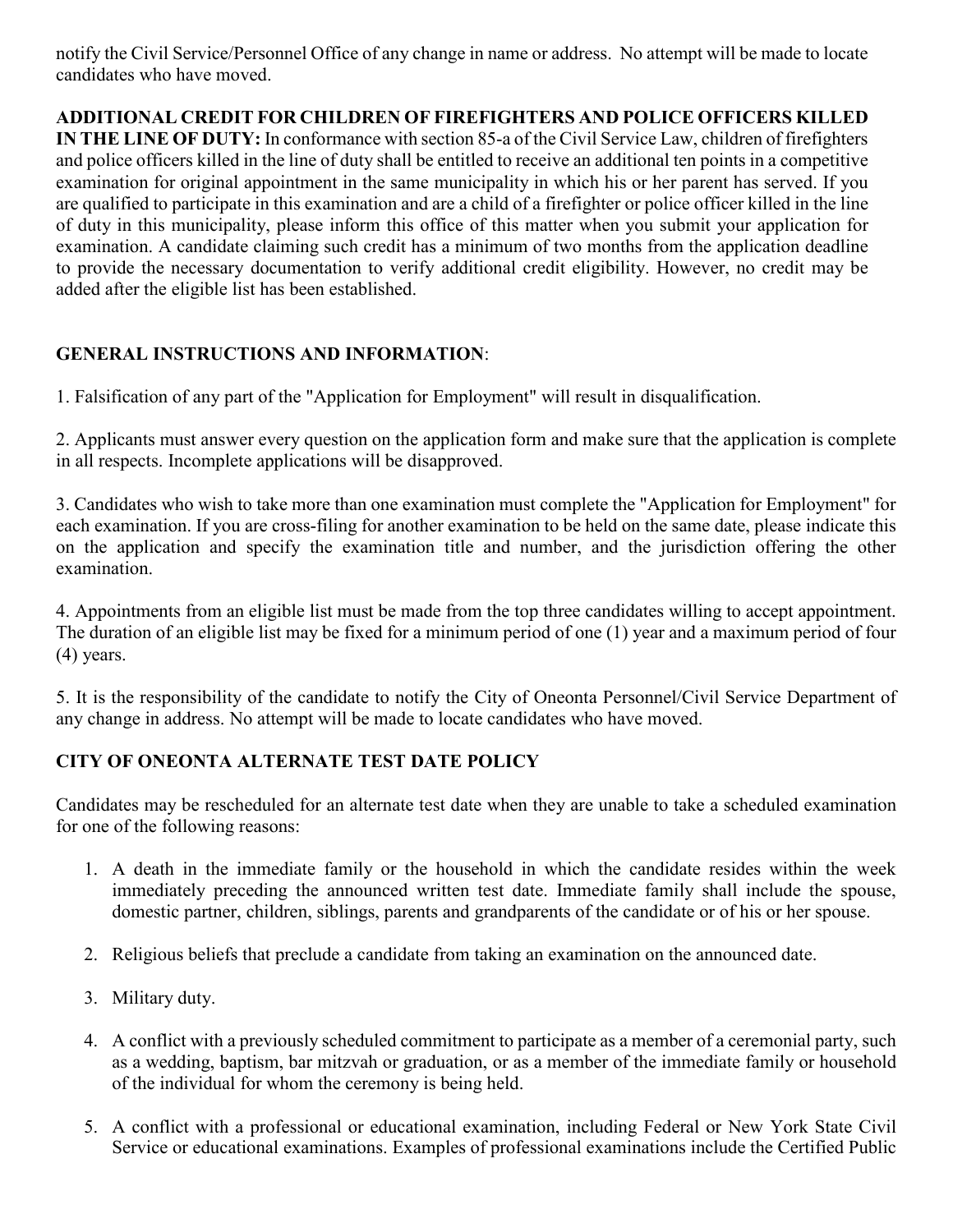notify the Civil Service/Personnel Office of any change in name or address. No attempt will be made to locate candidates who have moved.

**ADDITIONAL CREDIT FOR CHILDREN OF FIREFIGHTERS AND POLICE OFFICERS KILLED IN THE LINE OF DUTY:** In conformance with section 85-a of the Civil Service Law, children of firefighters and police officers killed in the line of duty shall be entitled to receive an additional ten points in a competitive examination for original appointment in the same municipality in which his or her parent has served. If you are qualified to participate in this examination and are a child of a firefighter or police officer killed in the line of duty in this municipality, please inform this office of this matter when you submit your application for examination. A candidate claiming such credit has a minimum of two months from the application deadline to provide the necessary documentation to verify additional credit eligibility. However, no credit may be added after the eligible list has been established.

**GENERAL INSTRUCTIONS AND INFORMATION**:

1. Falsification of any part of the "Application for Employment" will result in disqualification.

2. Applicants must answer every question on the application form and make sure that the application is complete in all respects. Incomplete applications will be disapproved.

3. Candidates who wish to take more than one examination must complete the "Application for Employment" for each examination. If you are cross-filing for another examination to be held on the same date, please indicate this on the application and specify the examination title and number, and the jurisdiction offering the other examination.

4. Appointments from an eligible list must be made from the top three candidates willing to accept appointment. The duration of an eligible list may be fixed for a minimum period of one (1) year and a maximum period of four (4) years.

5. It is the responsibility of the candidate to notify the City of Oneonta Personnel/Civil Service Department of any change in address. No attempt will be made to locate candidates who have moved.

**CITY OF ONEONTA ALTERNATE TEST DATE POLICY**

Candidates may be rescheduled for an alternate test date when they are unable to take a scheduled examination for one of the following reasons:

1. A death in the immediate family or the household in which the candidate resides within the week immediately preceding the announced written test date. Immediate family shall include the spouse, domestic partner, children, siblings, parents and grandparents of the candidate or of his or her spouse.

2. Religious beliefs that preclude a candidate from taking an examination on the announced date.

3. Military duty.

4. A conflict with a previously scheduled commitment to participate as a member of a ceremonial party, such as a wedding, baptism, bar mitzvah or graduation, or as a member of the immediate family or household of the individual for whom the ceremony is being held.

5. A conflict with a professional or educational examination, including Federal or New York State Civil Service or educational examinations. Examples of professional examinations include the Certified Public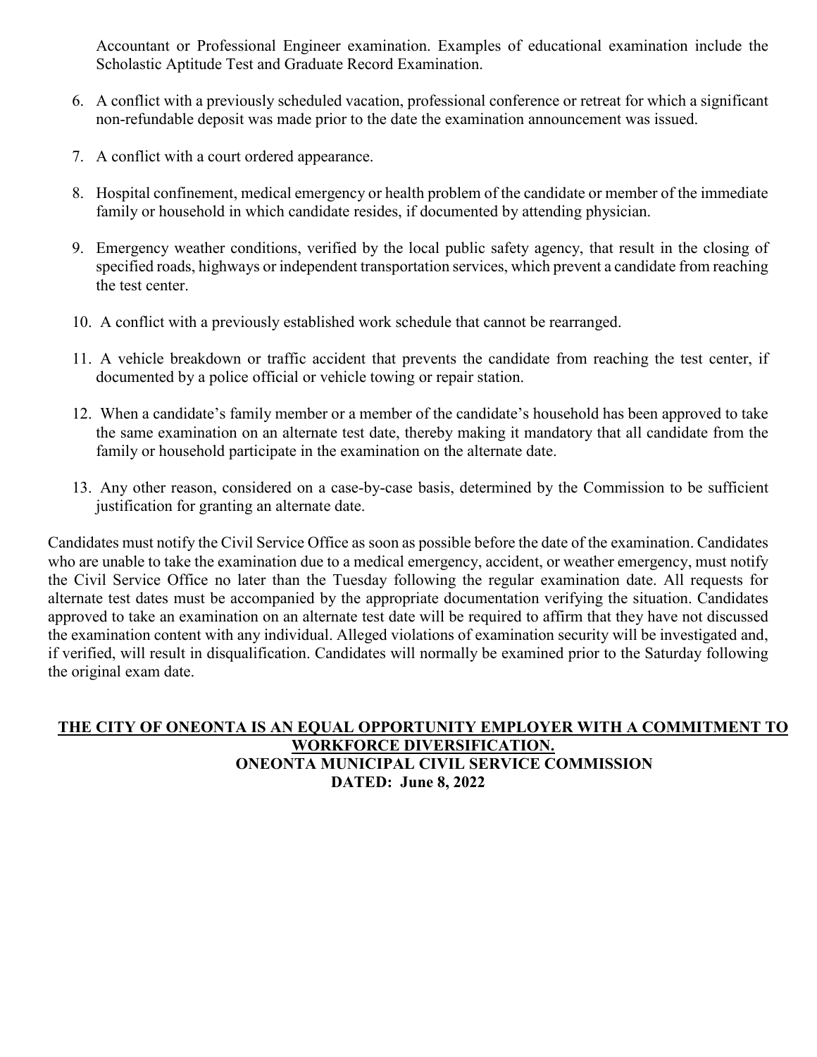Accountant or Professional Engineer examination. Examples of educational examination include the Scholastic Aptitude Test and Graduate Record Examination.

6. A conflict with a previously scheduled vacation, professional conference or retreat for which a significant non-refundable deposit was made prior to the date the examination announcement was issued.

7. A conflict with a court ordered appearance.

8. Hospital confinement, medical emergency or health problem of the candidate or member of the immediate family or household in which candidate resides, if documented by attending physician.

9. Emergency weather conditions, verified by the local public safety agency, that result in the closing of specified roads, highways or independent transportation services, which prevent a candidate from reaching the test center.

10. A conflict with a previously established work schedule that cannot be rearranged.

11. A vehicle breakdown or traffic accident that prevents the candidate from reaching the test center, if documented by a police official or vehicle towing or repair station.

12. When a candidate's family member or a member of the candidate's household has been approved to take the same examination on an alternate test date, thereby making it mandatory that all candidate from the family or household participate in the examination on the alternate date.

13. Any other reason, considered on a case-by-case basis, determined by the Commission to be sufficient justification for granting an alternate date.

Candidates must notify the Civil Service Office as soon as possible before the date of the examination. Candidates who are unable to take the examination due to a medical emergency, accident, or weather emergency, must notify the Civil Service Office no later than the Tuesday following the regular examination date. All requests for alternate test dates must be accompanied by the appropriate documentation verifying the situation. Candidates approved to take an examination on an alternate test date will be required to affirm that they have not discussed the examination content with any individual. Alleged violations of examination security will be investigated and, if verified, will result in disqualification. Candidates will normally be examined prior to the Saturday following the original exam date.

**THE CITY OF ONEONTA IS AN EQUAL OPPORTUNITY EMPLOYER WITH A COMMITMENT TO WORKFORCE DIVERSIFICATION.**

**ONEONTA MUNICIPAL CIVIL SERVICE COMMISSION**

**DATED: June 8, 2022**